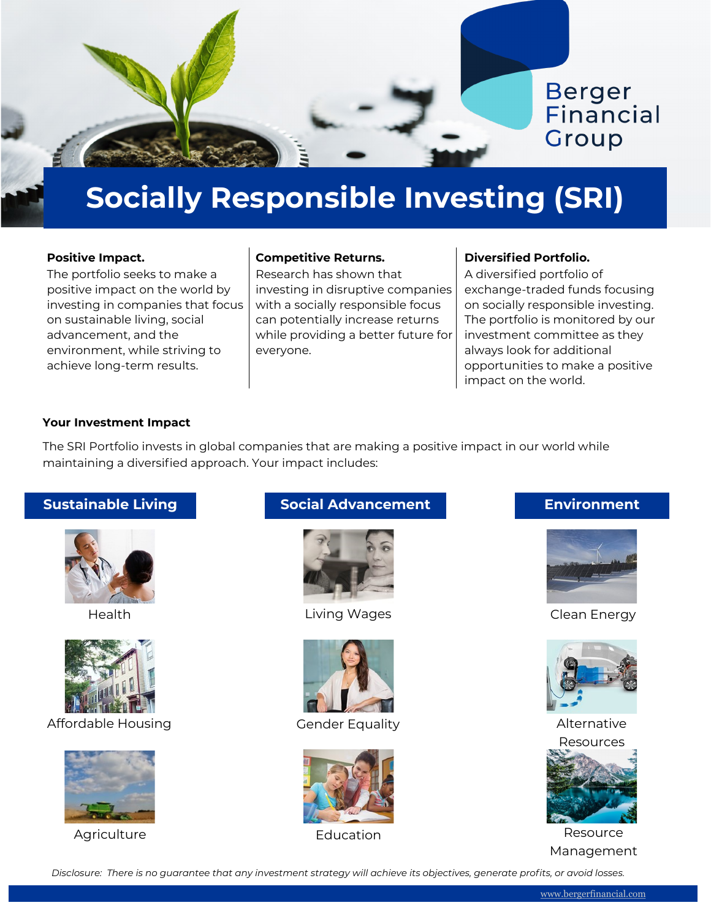Berger Financial Group

# Socially Responsible Investing (SRI)

**Positive Impact.**
The portfolio seeks to make a positive impact on the world by investing in companies that focus on sustainable living, social advancement, and the environment, while striving to achieve long-term results.

**Competitive Returns.**
Research has shown that investing in disruptive companies with a socially responsible focus can potentially increase returns while providing a better future for everyone.

**Diversified Portfolio.**
A diversified portfolio of exchange-traded funds focusing on socially responsible investing. The portfolio is monitored by our investment committee as they always look for additional opportunities to make a positive impact on the world.

**Your Investment Impact**

The SRI Portfolio invests in global companies that are making a positive impact in our world while maintaining a diversified approach. Your impact includes:

## Sustainable Living

- Health
- Affordable Housing
- Agriculture

## Social Advancement

- Living Wages
- Gender Equality
- Education

## Environment

- Clean Energy
- Alternative Resources
- Resource Management

*Disclosure: There is no guarantee that any investment strategy will achieve its objectives, generate profits, or avoid losses.*

www.bergerfinancial.com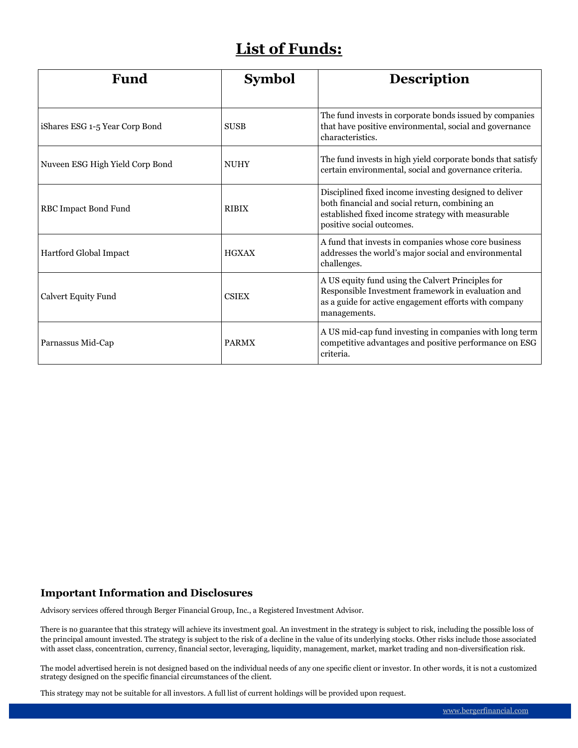# List of Funds:

| Fund | Symbol | Description |
|---|---|---|
| iShares ESG 1-5 Year Corp Bond | SUSB | The fund invests in corporate bonds issued by companies that have positive environmental, social and governance characteristics. |
| Nuveen ESG High Yield Corp Bond | NUHY | The fund invests in high yield corporate bonds that satisfy certain environmental, social and governance criteria. |
| RBC Impact Bond Fund | RIBIX | Disciplined fixed income investing designed to deliver both financial and social return, combining an established fixed income strategy with measurable positive social outcomes. |
| Hartford Global Impact | HGXAX | A fund that invests in companies whose core business addresses the world's major social and environmental challenges. |
| Calvert Equity Fund | CSIEX | A US equity fund using the Calvert Principles for Responsible Investment framework in evaluation and as a guide for active engagement efforts with company managements. |
| Parnassus Mid-Cap | PARMX | A US mid-cap fund investing in companies with long term competitive advantages and positive performance on ESG criteria. |

### Important Information and Disclosures

Advisory services offered through Berger Financial Group, Inc., a Registered Investment Advisor.

There is no guarantee that this strategy will achieve its investment goal. An investment in the strategy is subject to risk, including the possible loss of the principal amount invested. The strategy is subject to the risk of a decline in the value of its underlying stocks. Other risks include those associated with asset class, concentration, currency, financial sector, leveraging, liquidity, management, market, market trading and non-diversification risk.

The model advertised herein is not designed based on the individual needs of any one specific client or investor. In other words, it is not a customized strategy designed on the specific financial circumstances of the client.

This strategy may not be suitable for all investors. A full list of current holdings will be provided upon request.

www.bergerfinancial.com